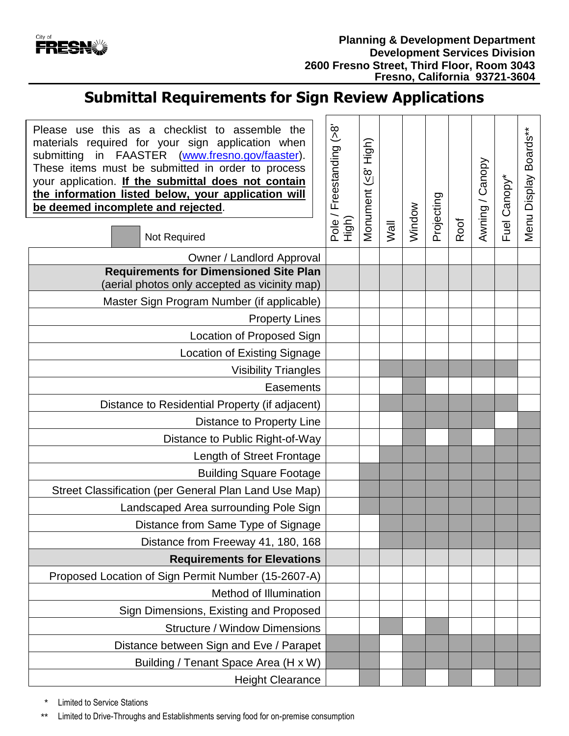Planning & Development Department
Development Services Division
2600 Fresno Street, Third Floor, Room 3043
Fresno, California 93721-3604

# Submittal Requirements for Sign Review Applications

Please use this as a checklist to assemble the materials required for your sign application when submitting in FAASTER (www.fresno.gov/faaster). These items must be submitted in order to process your application. **If the submittal does not contain the information listed below, your application will be deemed incomplete and rejected**.

■ Not Required

| | Pole / Freestanding (>8' High) | Monument (≤8' High) | Wall | Window | Projecting | Roof | Awning / Canopy | Fuel Canopy* | Menu Display Boards** |
|---|---|---|---|---|---|---|---|---|---|
| Owner / Landlord Approval | | | | | | | | | |
| **Requirements for Dimensioned Site Plan** (aerial photos only accepted as vicinity map) | | | | | | | | | |
| Master Sign Program Number (if applicable) | | | | | | | | | |
| Property Lines | | | | | | | | | |
| Location of Proposed Sign | | | | | | | | | |
| Location of Existing Signage | | | | | | | | | |
| Visibility Triangles | | | ■ | ■ | ■ | ■ | ■ | ■ | |
| Easements | | | | ■ | | | | | |
| Distance to Residential Property (if adjacent) | | | ■ | ■ | ■ | ■ | ■ | ■ | |
| Distance to Property Line | | | | ■ | ■ | ■ | ■ | | ■ |
| Distance to Public Right-of-Way | | | | ■ | | ■ | | ■ | ■ |
| Length of Street Frontage | | | ■ | ■ | ■ | ■ | ■ | ■ | ■ |
| Building Square Footage | | ■ | ■ | ■ | ■ | ■ | ■ | ■ | ■ |
| Street Classification (per General Plan Land Use Map) | | ■ | ■ | ■ | ■ | ■ | ■ | ■ | ■ |
| Landscaped Area surrounding Pole Sign | | ■ | ■ | ■ | ■ | ■ | ■ | ■ | ■ |
| Distance from Same Type of Signage | | | ■ | ■ | ■ | ■ | ■ | ■ | ■ |
| Distance from Freeway 41, 180, 168 | | | ■ | ■ | ■ | ■ | ■ | ■ | ■ |
| **Requirements for Elevations** | | | | | | | | | |
| Proposed Location of Sign Permit Number (15-2607-A) | | | | | | | | | |
| Method of Illumination | | | | | | | | | |
| Sign Dimensions, Existing and Proposed | | | | | | | | | |
| Structure / Window Dimensions | | | ■ | | ■ | | | | |
| Distance between Sign and Eve / Parapet | ■ | ■ | | ■ | ■ | ■ | ■ | ■ | ■ |
| Building / Tenant Space Area (H x W) | ■ | ■ | | ■ | ■ | ■ | ■ | ■ | ■ |
| Height Clearance | | ■ | | ■ | | ■ | | ■ | ■ |

\* Limited to Service Stations

\*\* Limited to Drive-Throughs and Establishments serving food for on-premise consumption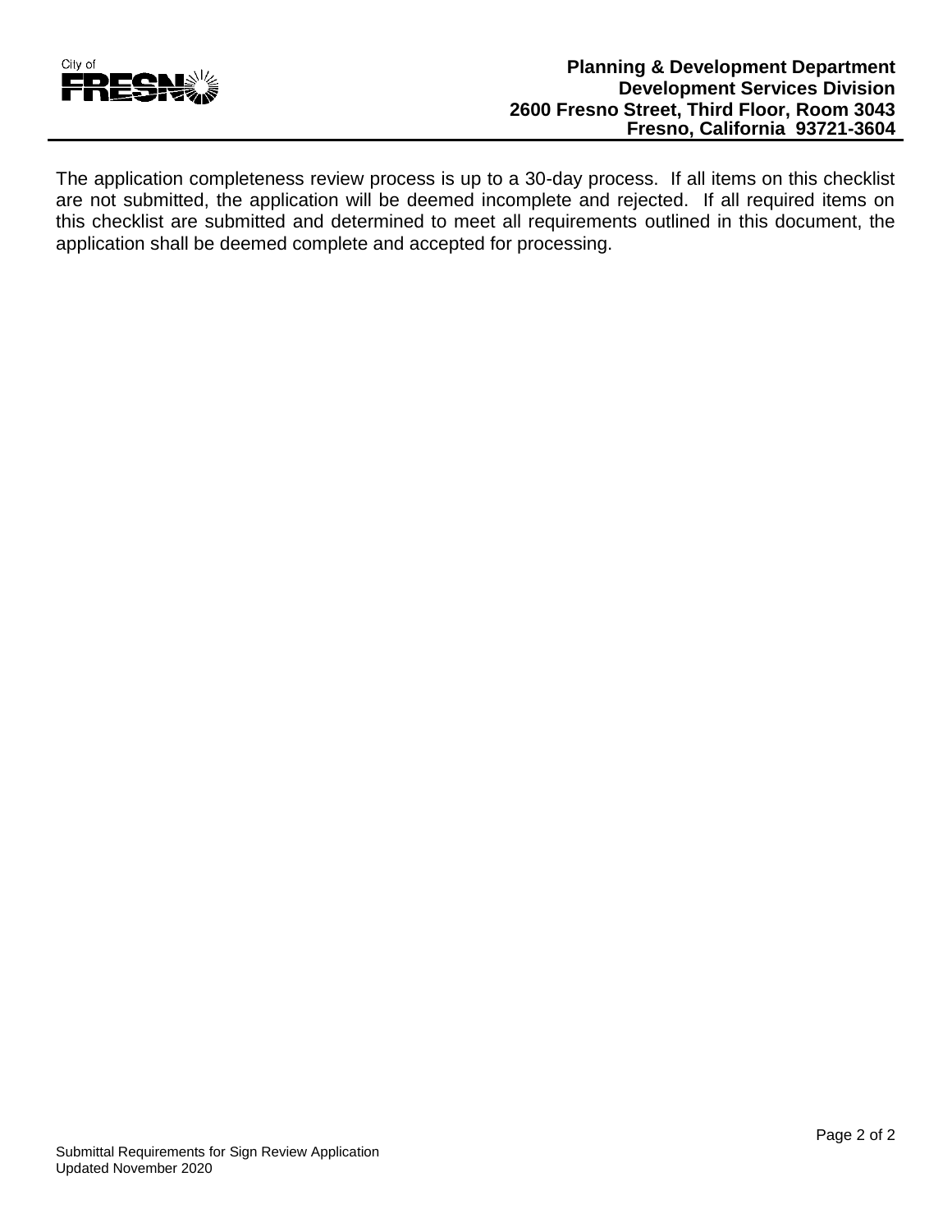The application completeness review process is up to a 30-day process. If all items on this checklist are not submitted, the application will be deemed incomplete and rejected. If all required items on this checklist are submitted and determined to meet all requirements outlined in this document, the application shall be deemed complete and accepted for processing.